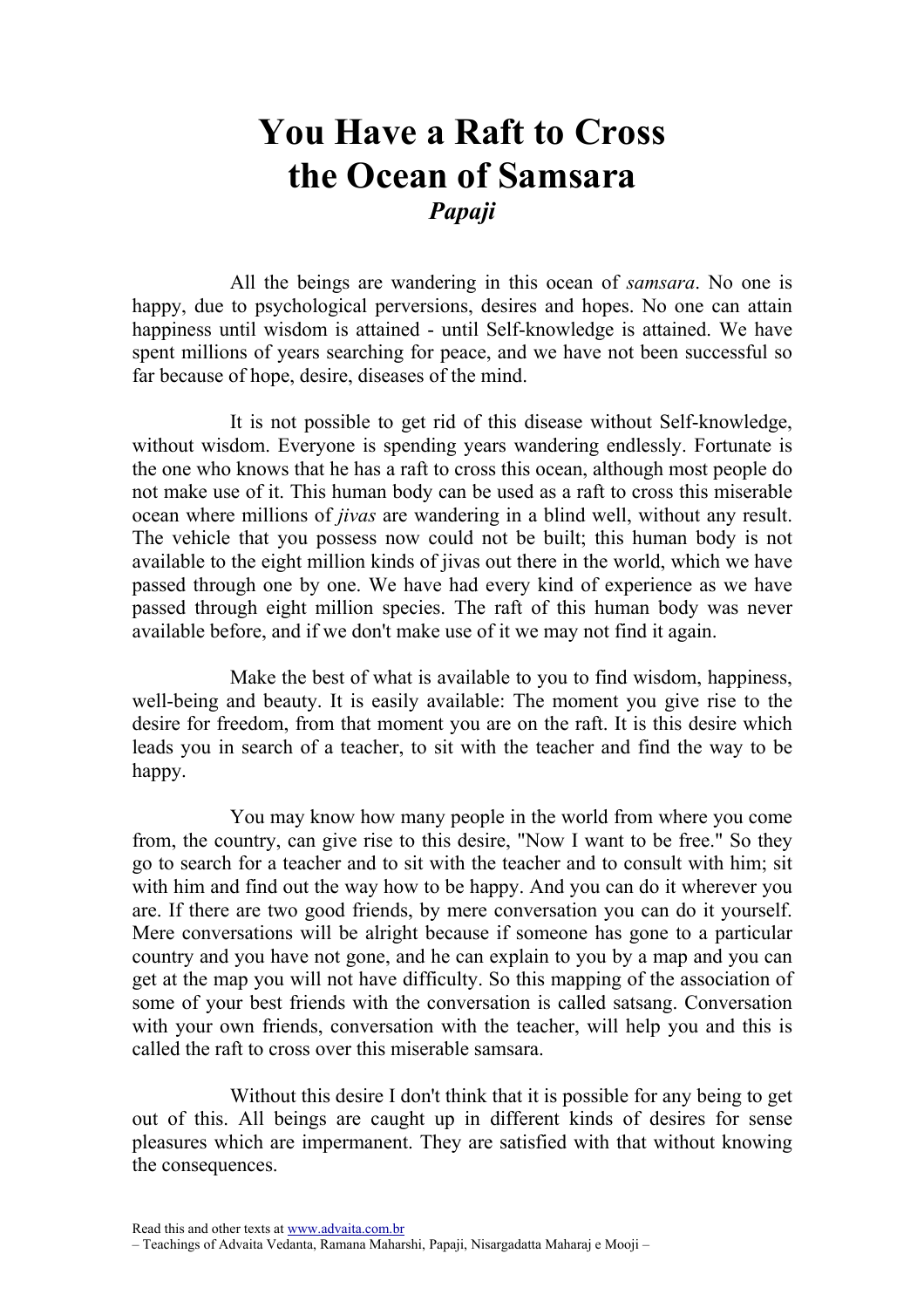# You Have a Raft to Cross the Ocean of Samsara

***Papaji***

All the beings are wandering in this ocean of *samsara*. No one is happy, due to psychological perversions, desires and hopes. No one can attain happiness until wisdom is attained - until Self-knowledge is attained. We have spent millions of years searching for peace, and we have not been successful so far because of hope, desire, diseases of the mind.

It is not possible to get rid of this disease without Self-knowledge, without wisdom. Everyone is spending years wandering endlessly. Fortunate is the one who knows that he has a raft to cross this ocean, although most people do not make use of it. This human body can be used as a raft to cross this miserable ocean where millions of *jivas* are wandering in a blind well, without any result. The vehicle that you possess now could not be built; this human body is not available to the eight million kinds of jivas out there in the world, which we have passed through one by one. We have had every kind of experience as we have passed through eight million species. The raft of this human body was never available before, and if we don't make use of it we may not find it again.

Make the best of what is available to you to find wisdom, happiness, well-being and beauty. It is easily available: The moment you give rise to the desire for freedom, from that moment you are on the raft. It is this desire which leads you in search of a teacher, to sit with the teacher and find the way to be happy.

You may know how many people in the world from where you come from, the country, can give rise to this desire, "Now I want to be free." So they go to search for a teacher and to sit with the teacher and to consult with him; sit with him and find out the way how to be happy. And you can do it wherever you are. If there are two good friends, by mere conversation you can do it yourself. Mere conversations will be alright because if someone has gone to a particular country and you have not gone, and he can explain to you by a map and you can get at the map you will not have difficulty. So this mapping of the association of some of your best friends with the conversation is called satsang. Conversation with your own friends, conversation with the teacher, will help you and this is called the raft to cross over this miserable samsara.

Without this desire I don't think that it is possible for any being to get out of this. All beings are caught up in different kinds of desires for sense pleasures which are impermanent. They are satisfied with that without knowing the consequences.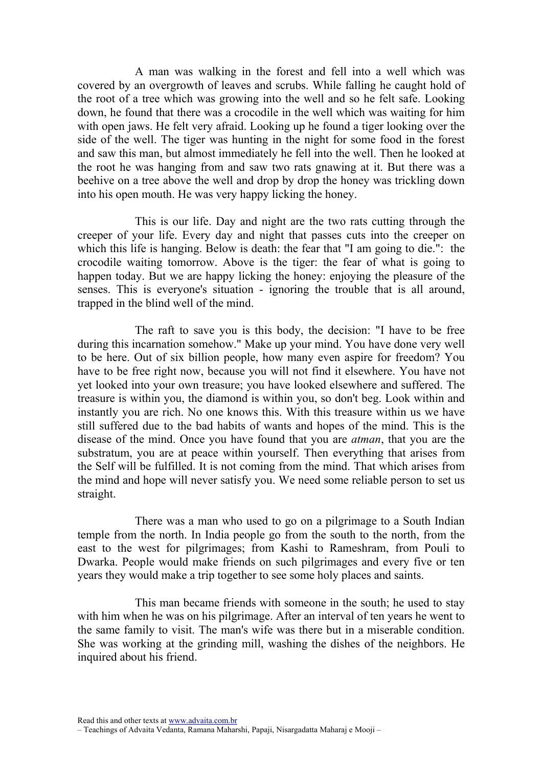A man was walking in the forest and fell into a well which was covered by an overgrowth of leaves and scrubs. While falling he caught hold of the root of a tree which was growing into the well and so he felt safe. Looking down, he found that there was a crocodile in the well which was waiting for him with open jaws. He felt very afraid. Looking up he found a tiger looking over the side of the well. The tiger was hunting in the night for some food in the forest and saw this man, but almost immediately he fell into the well. Then he looked at the root he was hanging from and saw two rats gnawing at it. But there was a beehive on a tree above the well and drop by drop the honey was trickling down into his open mouth. He was very happy licking the honey.

This is our life. Day and night are the two rats cutting through the creeper of your life. Every day and night that passes cuts into the creeper on which this life is hanging. Below is death: the fear that "I am going to die.": the crocodile waiting tomorrow. Above is the tiger: the fear of what is going to happen today. But we are happy licking the honey: enjoying the pleasure of the senses. This is everyone's situation - ignoring the trouble that is all around, trapped in the blind well of the mind.

The raft to save you is this body, the decision: "I have to be free during this incarnation somehow." Make up your mind. You have done very well to be here. Out of six billion people, how many even aspire for freedom? You have to be free right now, because you will not find it elsewhere. You have not yet looked into your own treasure; you have looked elsewhere and suffered. The treasure is within you, the diamond is within you, so don't beg. Look within and instantly you are rich. No one knows this. With this treasure within us we have still suffered due to the bad habits of wants and hopes of the mind. This is the disease of the mind. Once you have found that you are *atman*, that you are the substratum, you are at peace within yourself. Then everything that arises from the Self will be fulfilled. It is not coming from the mind. That which arises from the mind and hope will never satisfy you. We need some reliable person to set us straight.

There was a man who used to go on a pilgrimage to a South Indian temple from the north. In India people go from the south to the north, from the east to the west for pilgrimages; from Kashi to Rameshram, from Pouli to Dwarka. People would make friends on such pilgrimages and every five or ten years they would make a trip together to see some holy places and saints.

This man became friends with someone in the south; he used to stay with him when he was on his pilgrimage. After an interval of ten years he went to the same family to visit. The man's wife was there but in a miserable condition. She was working at the grinding mill, washing the dishes of the neighbors. He inquired about his friend.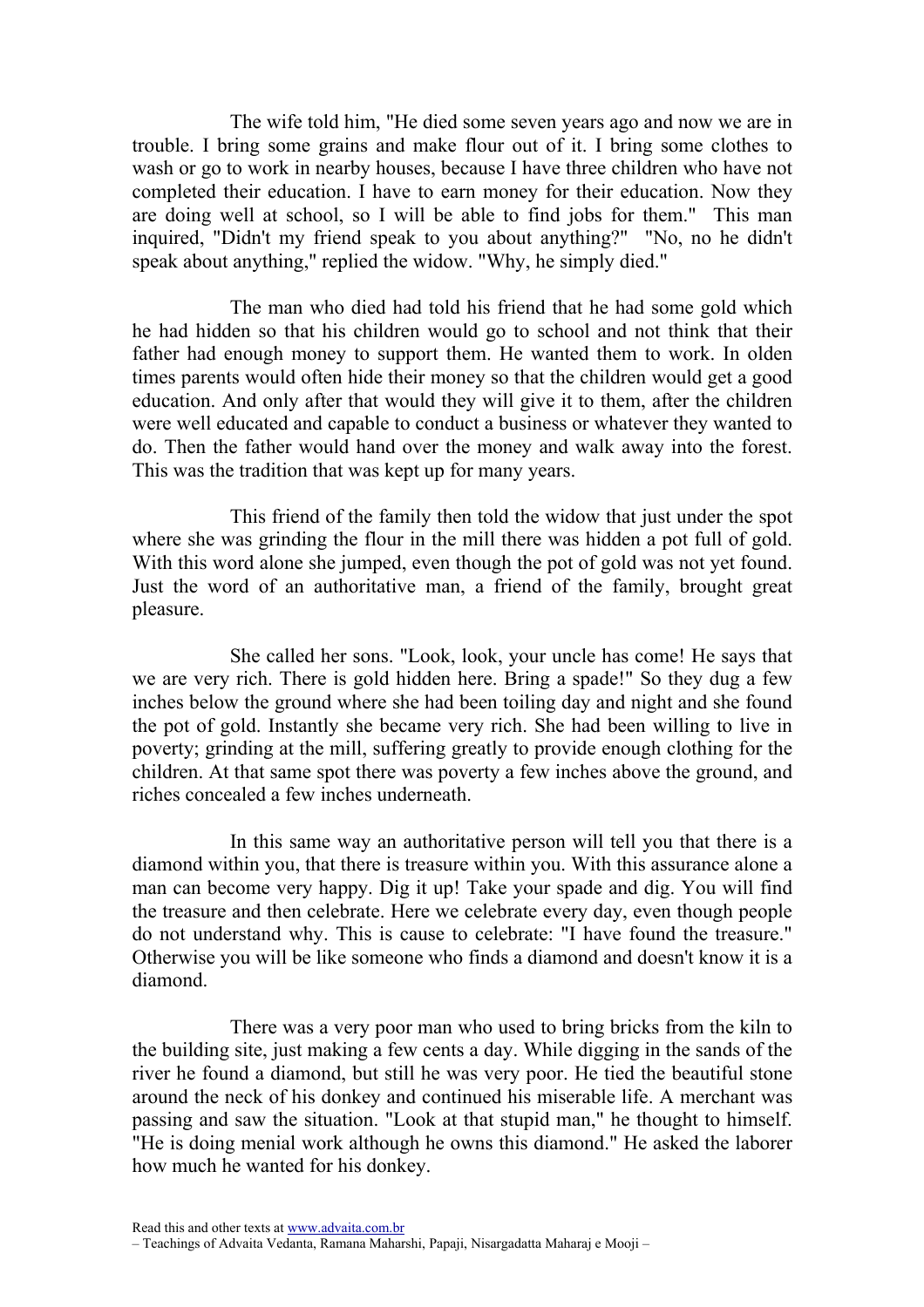The wife told him, "He died some seven years ago and now we are in trouble. I bring some grains and make flour out of it. I bring some clothes to wash or go to work in nearby houses, because I have three children who have not completed their education. I have to earn money for their education. Now they are doing well at school, so I will be able to find jobs for them." This man inquired, "Didn't my friend speak to you about anything?" "No, no he didn't speak about anything," replied the widow. "Why, he simply died."

The man who died had told his friend that he had some gold which he had hidden so that his children would go to school and not think that their father had enough money to support them. He wanted them to work. In olden times parents would often hide their money so that the children would get a good education. And only after that would they will give it to them, after the children were well educated and capable to conduct a business or whatever they wanted to do. Then the father would hand over the money and walk away into the forest. This was the tradition that was kept up for many years.

This friend of the family then told the widow that just under the spot where she was grinding the flour in the mill there was hidden a pot full of gold. With this word alone she jumped, even though the pot of gold was not yet found. Just the word of an authoritative man, a friend of the family, brought great pleasure.

She called her sons. "Look, look, your uncle has come! He says that we are very rich. There is gold hidden here. Bring a spade!" So they dug a few inches below the ground where she had been toiling day and night and she found the pot of gold. Instantly she became very rich. She had been willing to live in poverty; grinding at the mill, suffering greatly to provide enough clothing for the children. At that same spot there was poverty a few inches above the ground, and riches concealed a few inches underneath.

In this same way an authoritative person will tell you that there is a diamond within you, that there is treasure within you. With this assurance alone a man can become very happy. Dig it up! Take your spade and dig. You will find the treasure and then celebrate. Here we celebrate every day, even though people do not understand why. This is cause to celebrate: "I have found the treasure." Otherwise you will be like someone who finds a diamond and doesn't know it is a diamond.

There was a very poor man who used to bring bricks from the kiln to the building site, just making a few cents a day. While digging in the sands of the river he found a diamond, but still he was very poor. He tied the beautiful stone around the neck of his donkey and continued his miserable life. A merchant was passing and saw the situation. "Look at that stupid man," he thought to himself. "He is doing menial work although he owns this diamond." He asked the laborer how much he wanted for his donkey.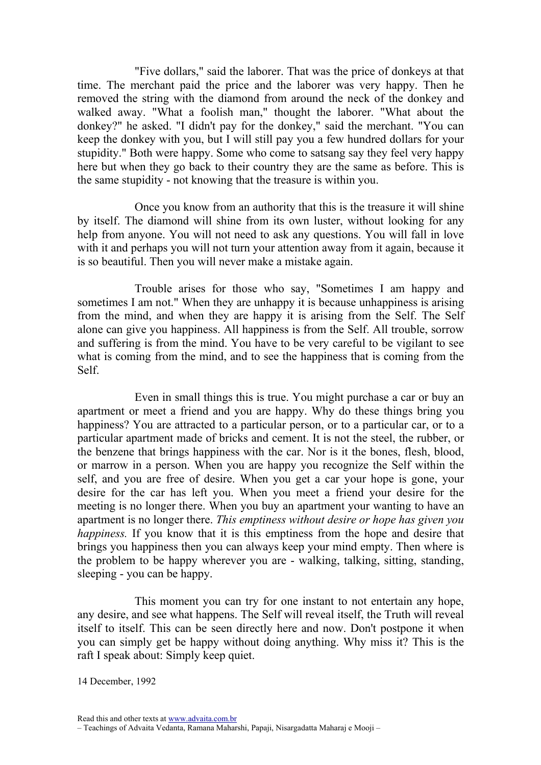"Five dollars," said the laborer. That was the price of donkeys at that time. The merchant paid the price and the laborer was very happy. Then he removed the string with the diamond from around the neck of the donkey and walked away. "What a foolish man," thought the laborer. "What about the donkey?" he asked. "I didn't pay for the donkey," said the merchant. "You can keep the donkey with you, but I will still pay you a few hundred dollars for your stupidity." Both were happy. Some who come to satsang say they feel very happy here but when they go back to their country they are the same as before. This is the same stupidity - not knowing that the treasure is within you.

Once you know from an authority that this is the treasure it will shine by itself. The diamond will shine from its own luster, without looking for any help from anyone. You will not need to ask any questions. You will fall in love with it and perhaps you will not turn your attention away from it again, because it is so beautiful. Then you will never make a mistake again.

Trouble arises for those who say, "Sometimes I am happy and sometimes I am not." When they are unhappy it is because unhappiness is arising from the mind, and when they are happy it is arising from the Self. The Self alone can give you happiness. All happiness is from the Self. All trouble, sorrow and suffering is from the mind. You have to be very careful to be vigilant to see what is coming from the mind, and to see the happiness that is coming from the Self.

Even in small things this is true. You might purchase a car or buy an apartment or meet a friend and you are happy. Why do these things bring you happiness? You are attracted to a particular person, or to a particular car, or to a particular apartment made of bricks and cement. It is not the steel, the rubber, or the benzene that brings happiness with the car. Nor is it the bones, flesh, blood, or marrow in a person. When you are happy you recognize the Self within the self, and you are free of desire. When you get a car your hope is gone, your desire for the car has left you. When you meet a friend your desire for the meeting is no longer there. When you buy an apartment your wanting to have an apartment is no longer there. *This emptiness without desire or hope has given you happiness.* If you know that it is this emptiness from the hope and desire that brings you happiness then you can always keep your mind empty. Then where is the problem to be happy wherever you are - walking, talking, sitting, standing, sleeping - you can be happy.

This moment you can try for one instant to not entertain any hope, any desire, and see what happens. The Self will reveal itself, the Truth will reveal itself to itself. This can be seen directly here and now. Don't postpone it when you can simply get be happy without doing anything. Why miss it? This is the raft I speak about: Simply keep quiet.

14 December, 1992

Read this and other texts at www.advaita.com.br
– Teachings of Advaita Vedanta, Ramana Maharshi, Papaji, Nisargadatta Maharaj e Mooji –